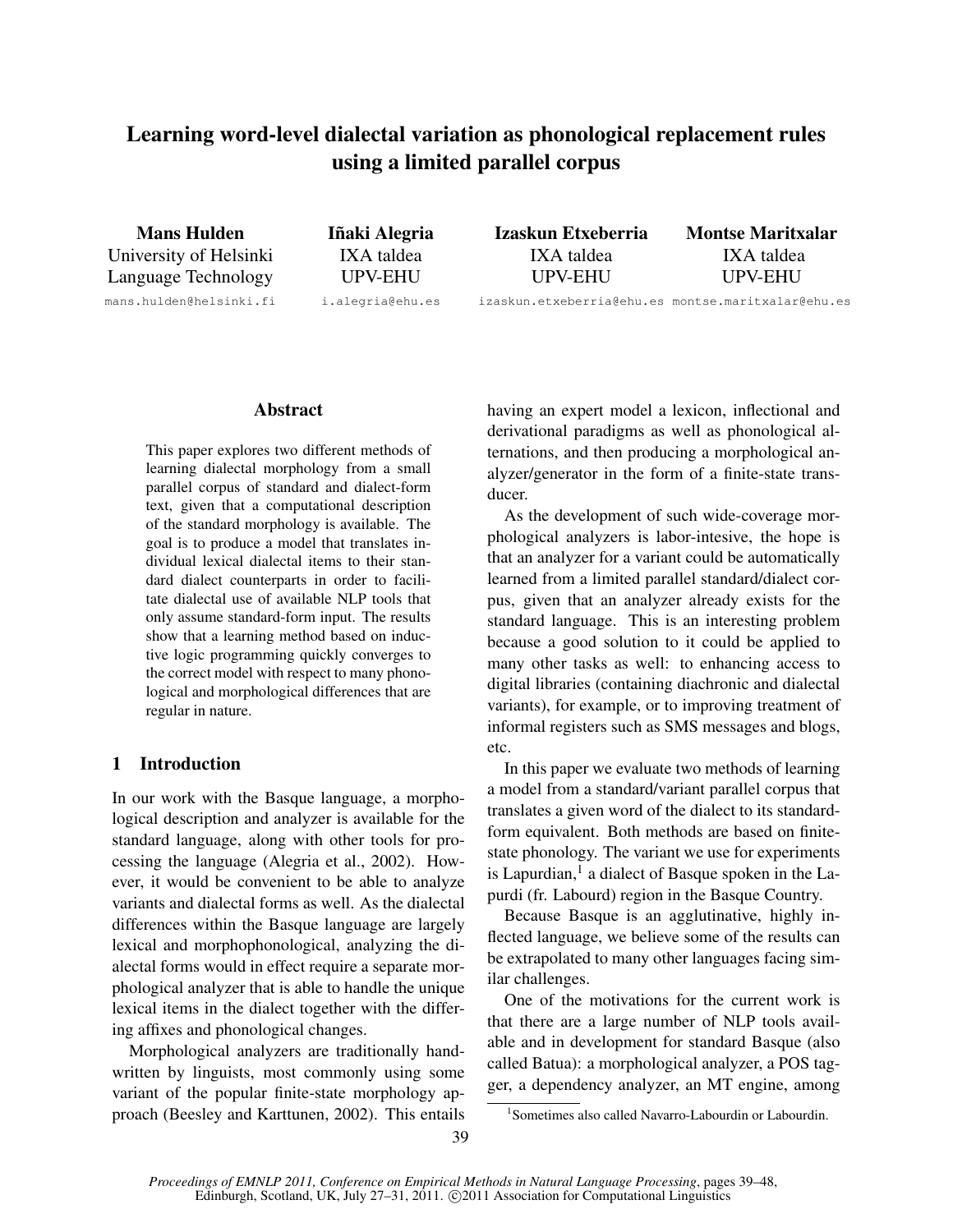# Learning word-level dialectal variation as phonological replacement rules using a limited parallel corpus

**Mans Hulden**
University of Helsinki
Language Technology
mans.hulden@helsinki.fi

**Iñaki Alegria**
IXA taldea
UPV-EHU
i.alegria@ehu.es

**Izaskun Etxeberria**
IXA taldea
UPV-EHU
izaskun.etxeberria@ehu.es

**Montse Maritxalar**
IXA taldea
UPV-EHU
montse.maritxalar@ehu.es

## Abstract

This paper explores two different methods of learning dialectal morphology from a small parallel corpus of standard and dialect-form text, given that a computational description of the standard morphology is available. The goal is to produce a model that translates individual lexical dialectal items to their standard dialect counterparts in order to facilitate dialectal use of available NLP tools that only assume standard-form input. The results show that a learning method based on inductive logic programming quickly converges to the correct model with respect to many phonological and morphological differences that are regular in nature.

## 1 Introduction

In our work with the Basque language, a morphological description and analyzer is available for the standard language, along with other tools for processing the language (Alegria et al., 2002). However, it would be convenient to be able to analyze variants and dialectal forms as well. As the dialectal differences within the Basque language are largely lexical and morphophonological, analyzing the dialectal forms would in effect require a separate morphological analyzer that is able to handle the unique lexical items in the dialect together with the differing affixes and phonological changes.

Morphological analyzers are traditionally handwritten by linguists, most commonly using some variant of the popular finite-state morphology approach (Beesley and Karttunen, 2002). This entails having an expert model a lexicon, inflectional and derivational paradigms as well as phonological alternations, and then producing a morphological analyzer/generator in the form of a finite-state transducer.

As the development of such wide-coverage morphological analyzers is labor-intesive, the hope is that an analyzer for a variant could be automatically learned from a limited parallel standard/dialect corpus, given that an analyzer already exists for the standard language. This is an interesting problem because a good solution to it could be applied to many other tasks as well: to enhancing access to digital libraries (containing diachronic and dialectal variants), for example, or to improving treatment of informal registers such as SMS messages and blogs, etc.

In this paper we evaluate two methods of learning a model from a standard/variant parallel corpus that translates a given word of the dialect to its standard-form equivalent. Both methods are based on finite-state phonology. The variant we use for experiments is Lapurdian,[1] a dialect of Basque spoken in the Lapurdi (fr. Labourd) region in the Basque Country.

Because Basque is an agglutinative, highly inflected language, we believe some of the results can be extrapolated to many other languages facing similar challenges.

One of the motivations for the current work is that there are a large number of NLP tools available and in development for standard Basque (also called Batua): a morphological analyzer, a POS tagger, a dependency analyzer, an MT engine, among

[1] Sometimes also called Navarro-Labourdin or Labourdin.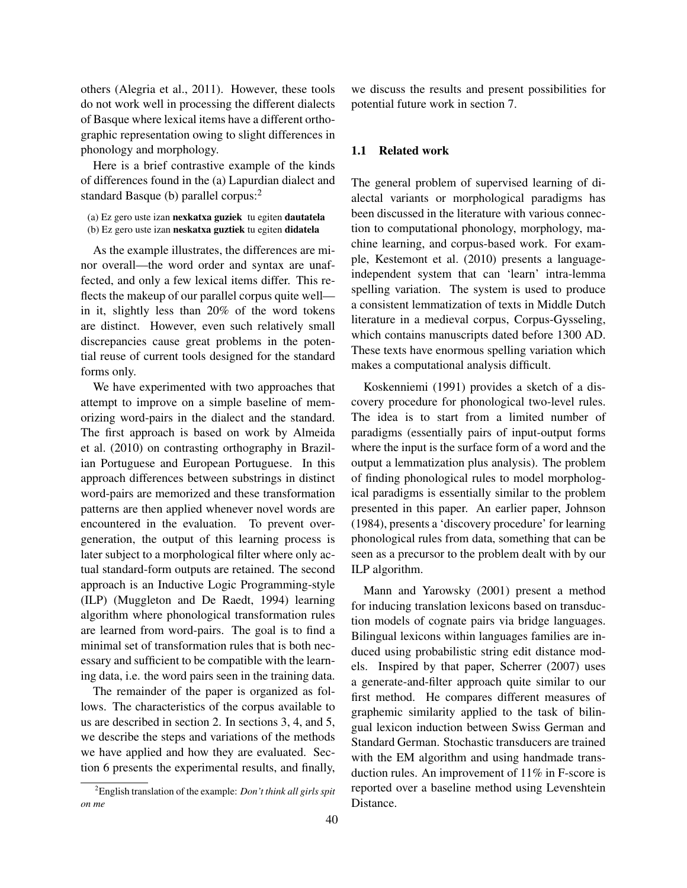others (Alegria et al., 2011). However, these tools do not work well in processing the different dialects of Basque where lexical items have a different orthographic representation owing to slight differences in phonology and morphology.

Here is a brief contrastive example of the kinds of differences found in the (a) Lapurdian dialect and standard Basque (b) parallel corpus:[2]

(a) Ez gero uste izan **nexkatxa guziek** tu egiten **dautatela**
(b) Ez gero uste izan **neskatxa guztiek** tu egiten **didatela**

As the example illustrates, the differences are minor overall—the word order and syntax are unaffected, and only a few lexical items differ. This reflects the makeup of our parallel corpus quite well—in it, slightly less than 20% of the word tokens are distinct. However, even such relatively small discrepancies cause great problems in the potential reuse of current tools designed for the standard forms only.

We have experimented with two approaches that attempt to improve on a simple baseline of memorizing word-pairs in the dialect and the standard. The first approach is based on work by Almeida et al. (2010) on contrasting orthography in Brazilian Portuguese and European Portuguese. In this approach differences between substrings in distinct word-pairs are memorized and these transformation patterns are then applied whenever novel words are encountered in the evaluation. To prevent overgeneration, the output of this learning process is later subject to a morphological filter where only actual standard-form outputs are retained. The second approach is an Inductive Logic Programming-style (ILP) (Muggleton and De Raedt, 1994) learning algorithm where phonological transformation rules are learned from word-pairs. The goal is to find a minimal set of transformation rules that is both necessary and sufficient to be compatible with the learning data, i.e. the word pairs seen in the training data.

The remainder of the paper is organized as follows. The characteristics of the corpus available to us are described in section 2. In sections 3, 4, and 5, we describe the steps and variations of the methods we have applied and how they are evaluated. Section 6 presents the experimental results, and finally, we discuss the results and present possibilities for potential future work in section 7.

[2] English translation of the example: *Don't think all girls spit on me*

### 1.1 Related work

The general problem of supervised learning of dialectal variants or morphological paradigms has been discussed in the literature with various connection to computational phonology, morphology, machine learning, and corpus-based work. For example, Kestemont et al. (2010) presents a language-independent system that can 'learn' intra-lemma spelling variation. The system is used to produce a consistent lemmatization of texts in Middle Dutch literature in a medieval corpus, Corpus-Gysseling, which contains manuscripts dated before 1300 AD. These texts have enormous spelling variation which makes a computational analysis difficult.

Koskenniemi (1991) provides a sketch of a discovery procedure for phonological two-level rules. The idea is to start from a limited number of paradigms (essentially pairs of input-output forms where the input is the surface form of a word and the output a lemmatization plus analysis). The problem of finding phonological rules to model morphological paradigms is essentially similar to the problem presented in this paper. An earlier paper, Johnson (1984), presents a 'discovery procedure' for learning phonological rules from data, something that can be seen as a precursor to the problem dealt with by our ILP algorithm.

Mann and Yarowsky (2001) present a method for inducing translation lexicons based on transduction models of cognate pairs via bridge languages. Bilingual lexicons within languages families are induced using probabilistic string edit distance models. Inspired by that paper, Scherrer (2007) uses a generate-and-filter approach quite similar to our first method. He compares different measures of graphemic similarity applied to the task of bilingual lexicon induction between Swiss German and Standard German. Stochastic transducers are trained with the EM algorithm and using handmade transduction rules. An improvement of 11% in F-score is reported over a baseline method using Levenshtein Distance.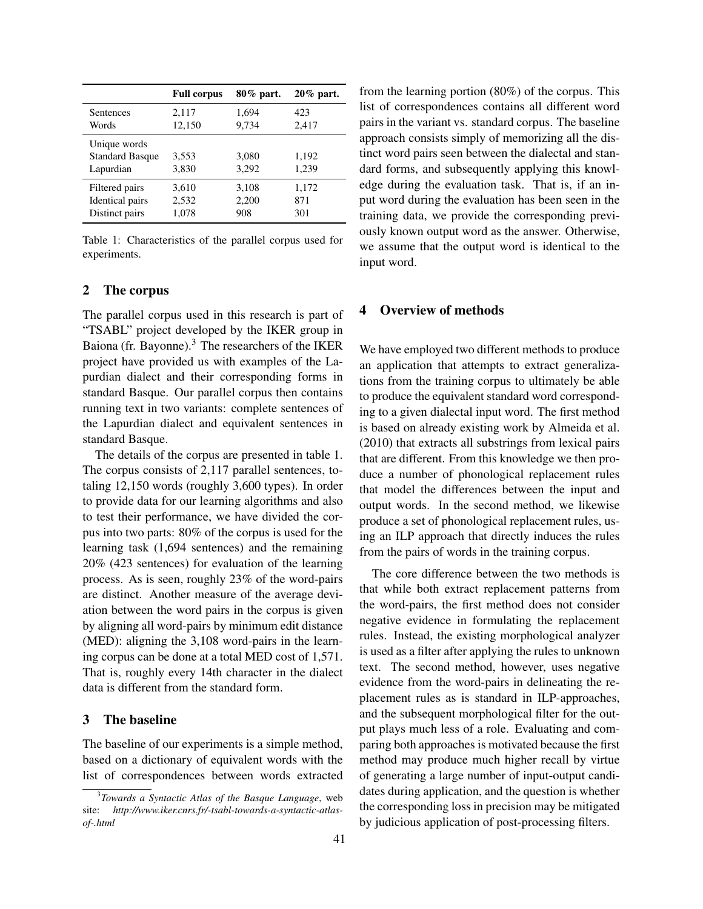| | **Full corpus** | **80% part.** | **20% part.** |
|---|---|---|---|
| Sentences | 2,117 | 1,694 | 423 |
| Words | 12,150 | 9,734 | 2,417 |
| Unique words | | | |
| Standard Basque | 3,553 | 3,080 | 1,192 |
| Lapurdian | 3,830 | 3,292 | 1,239 |
| Filtered pairs | 3,610 | 3,108 | 1,172 |
| Identical pairs | 2,532 | 2,200 | 871 |
| Distinct pairs | 1,078 | 908 | 301 |

Table 1: Characteristics of the parallel corpus used for experiments.

## 2 The corpus

The parallel corpus used in this research is part of "TSABL" project developed by the IKER group in Baiona (fr. Bayonne).[3] The researchers of the IKER project have provided us with examples of the Lapurdian dialect and their corresponding forms in standard Basque. Our parallel corpus then contains running text in two variants: complete sentences of the Lapurdian dialect and equivalent sentences in standard Basque.

The details of the corpus are presented in table 1. The corpus consists of 2,117 parallel sentences, totaling 12,150 words (roughly 3,600 types). In order to provide data for our learning algorithms and also to test their performance, we have divided the corpus into two parts: 80% of the corpus is used for the learning task (1,694 sentences) and the remaining 20% (423 sentences) for evaluation of the learning process. As is seen, roughly 23% of the word-pairs are distinct. Another measure of the average deviation between the word pairs in the corpus is given by aligning all word-pairs by minimum edit distance (MED): aligning the 3,108 word-pairs in the learning corpus can be done at a total MED cost of 1,571. That is, roughly every 14th character in the dialect data is different from the standard form.

## 3 The baseline

The baseline of our experiments is a simple method, based on a dictionary of equivalent words with the list of correspondences between words extracted from the learning portion (80%) of the corpus. This list of correspondences contains all different word pairs in the variant vs. standard corpus. The baseline approach consists simply of memorizing all the distinct word pairs seen between the dialectal and standard forms, and subsequently applying this knowledge during the evaluation task. That is, if an input word during the evaluation has been seen in the training data, we provide the corresponding previously known output word as the answer. Otherwise, we assume that the output word is identical to the input word.

## 4 Overview of methods

We have employed two different methods to produce an application that attempts to extract generalizations from the training corpus to ultimately be able to produce the equivalent standard word corresponding to a given dialectal input word. The first method is based on already existing work by Almeida et al. (2010) that extracts all substrings from lexical pairs that are different. From this knowledge we then produce a number of phonological replacement rules that model the differences between the input and output words. In the second method, we likewise produce a set of phonological replacement rules, using an ILP approach that directly induces the rules from the pairs of words in the training corpus.

The core difference between the two methods is that while both extract replacement patterns from the word-pairs, the first method does not consider negative evidence in formulating the replacement rules. Instead, the existing morphological analyzer is used as a filter after applying the rules to unknown text. The second method, however, uses negative evidence from the word-pairs in delineating the replacement rules as is standard in ILP-approaches, and the subsequent morphological filter for the output plays much less of a role. Evaluating and comparing both approaches is motivated because the first method may produce much higher recall by virtue of generating a large number of input-output candidates during application, and the question is whether the corresponding loss in precision may be mitigated by judicious application of post-processing filters.

[3] *Towards a Syntactic Atlas of the Basque Language*, web site: *http://www.iker.cnrs.fr/-tsabl-towards-a-syntactic-atlas-of-.html*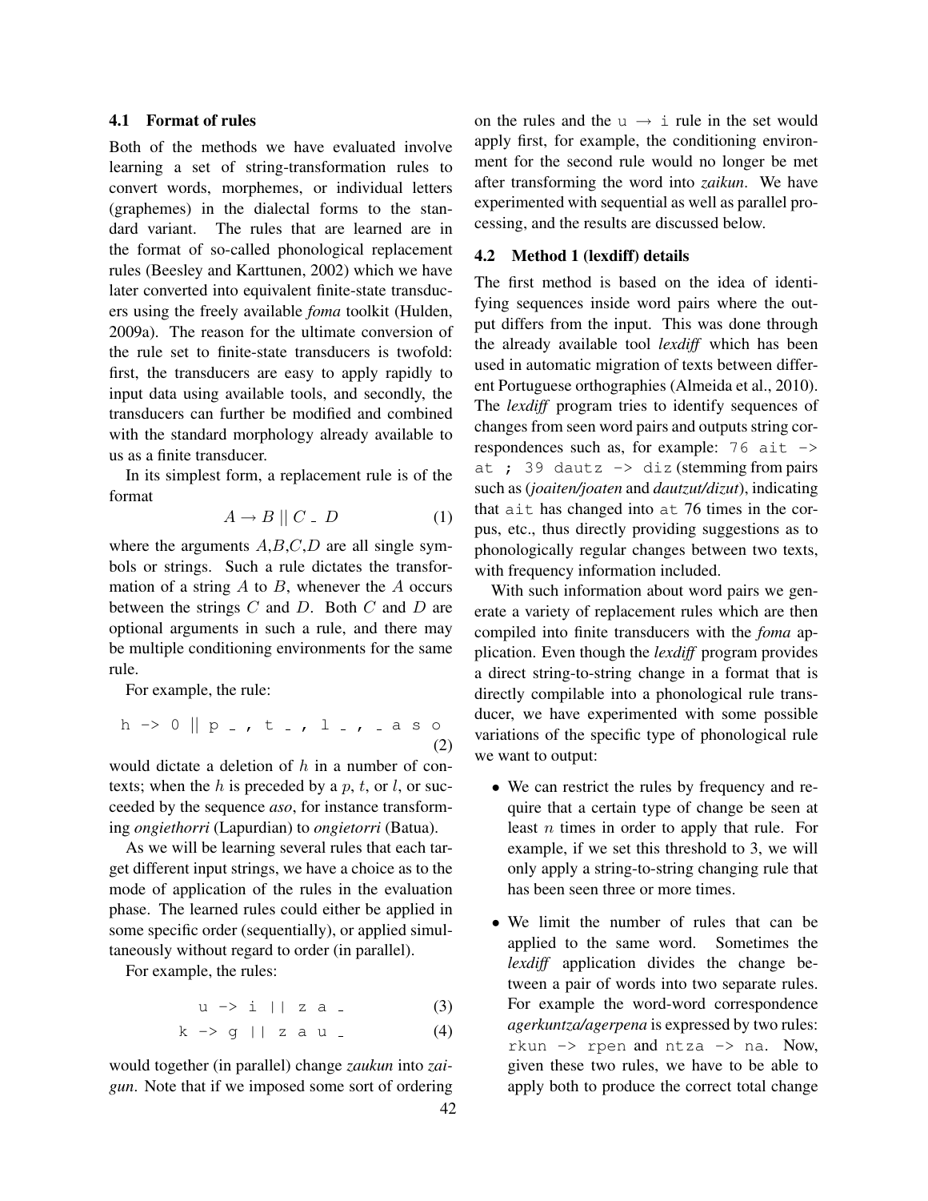### 4.1 Format of rules

Both of the methods we have evaluated involve learning a set of string-transformation rules to convert words, morphemes, or individual letters (graphemes) in the dialectal forms to the standard variant. The rules that are learned are in the format of so-called phonological replacement rules (Beesley and Karttunen, 2002) which we have later converted into equivalent finite-state transducers using the freely available *foma* toolkit (Hulden, 2009a). The reason for the ultimate conversion of the rule set to finite-state transducers is twofold: first, the transducers are easy to apply rapidly to input data using available tools, and secondly, the transducers can further be modified and combined with the standard morphology already available to us as a finite transducer.

In its simplest form, a replacement rule is of the format

$$A \rightarrow B \mid\mid C \_ D \tag{1}$$

where the arguments $A$,$B$,$C$,$D$ are all single symbols or strings. Such a rule dictates the transformation of a string $A$ to $B$, whenever the $A$ occurs between the strings $C$ and $D$. Both $C$ and $D$ are optional arguments in such a rule, and there may be multiple conditioning environments for the same rule.

For example, the rule:

```
h -> 0 || p _ , t _ , l _ , _ a s o     (2)
```

would dictate a deletion of $h$ in a number of contexts; when the $h$ is preceded by a $p$, $t$, or $l$, or succeeded by the sequence *aso*, for instance transforming *ongiethorri* (Lapurdian) to *ongietorri* (Batua).

As we will be learning several rules that each target different input strings, we have a choice as to the mode of application of the rules in the evaluation phase. The learned rules could either be applied in some specific order (sequentially), or applied simultaneously without regard to order (in parallel).

For example, the rules:

```
u -> i || z a _        (3)
k -> g || z a u _      (4)
```

would together (in parallel) change *zaukun* into *zaigun*. Note that if we imposed some sort of ordering on the rules and the u → i rule in the set would apply first, for example, the conditioning environment for the second rule would no longer be met after transforming the word into *zaikun*. We have experimented with sequential as well as parallel processing, and the results are discussed below.

### 4.2 Method 1 (lexdiff) details

The first method is based on the idea of identifying sequences inside word pairs where the output differs from the input. This was done through the already available tool *lexdiff* which has been used in automatic migration of texts between different Portuguese orthographies (Almeida et al., 2010). The *lexdiff* program tries to identify sequences of changes from seen word pairs and outputs string correspondences such as, for example: `76 ait -> at ; 39 dautz -> diz` (stemming from pairs such as (*joaiten/joaten* and *dautzut/dizut*), indicating that `ait` has changed into `at` 76 times in the corpus, etc., thus directly providing suggestions as to phonologically regular changes between two texts, with frequency information included.

With such information about word pairs we generate a variety of replacement rules which are then compiled into finite transducers with the *foma* application. Even though the *lexdiff* program provides a direct string-to-string change in a format that is directly compilable into a phonological rule transducer, we have experimented with some possible variations of the specific type of phonological rule we want to output:

- We can restrict the rules by frequency and require that a certain type of change be seen at least $n$ times in order to apply that rule. For example, if we set this threshold to 3, we will only apply a string-to-string changing rule that has been seen three or more times.
- We limit the number of rules that can be applied to the same word. Sometimes the *lexdiff* application divides the change between a pair of words into two separate rules. For example the word-word correspondence *agerkuntza/agerpena* is expressed by two rules: `rkun -> rpen` and `ntza -> na`. Now, given these two rules, we have to be able to apply both to produce the correct total change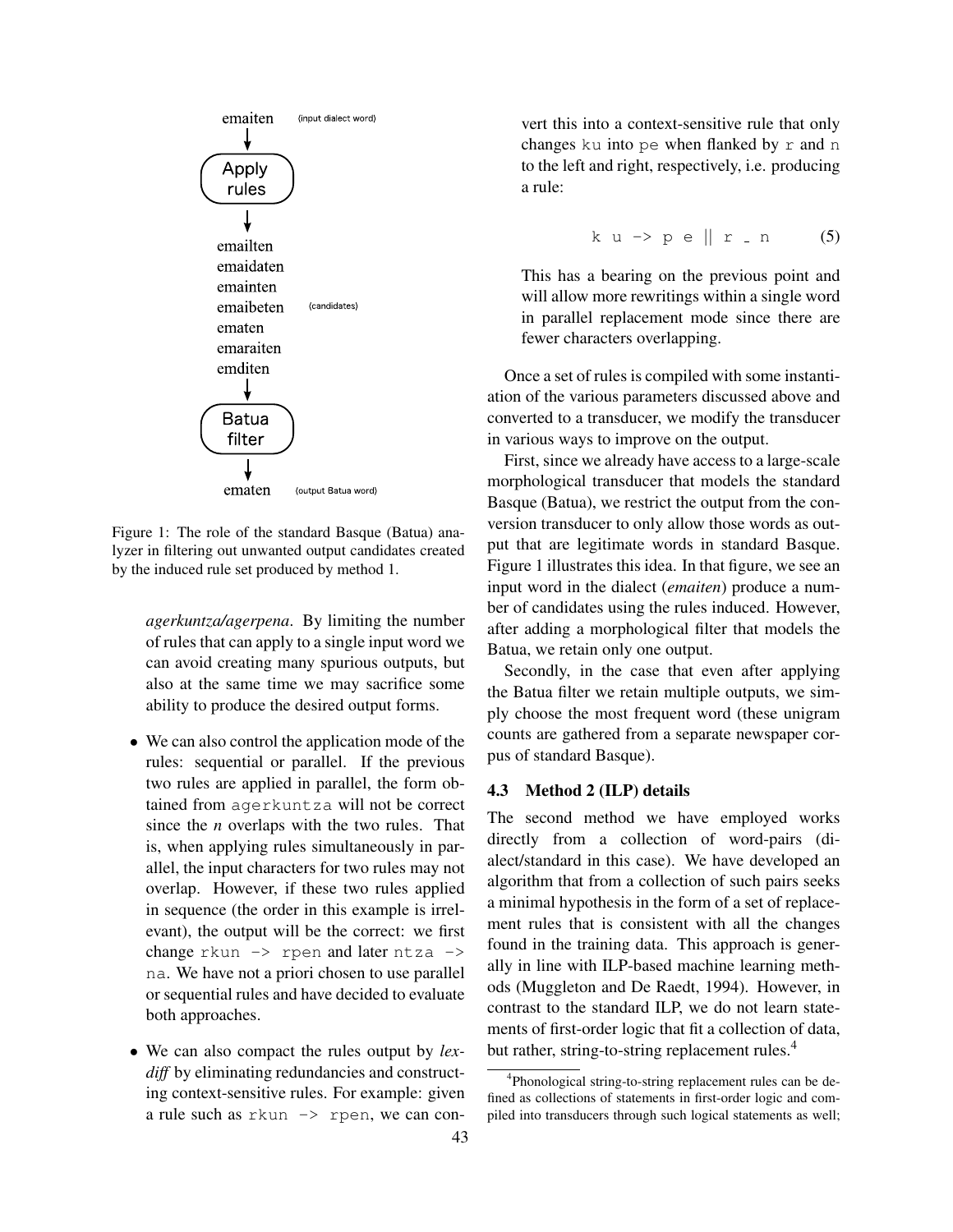emaiten (input dialect word)

Apply rules

emailten
emaidaten
emainten
emaibeten (candidates)
ematen
emaraiten
emditen

Batua filter

ematen (output Batua word)

Figure 1: The role of the standard Basque (Batua) analyzer in filtering out unwanted output candidates created by the induced rule set produced by method 1.

*agerkuntza/agerpena*. By limiting the number of rules that can apply to a single input word we can avoid creating many spurious outputs, but also at the same time we may sacrifice some ability to produce the desired output forms.

- We can also control the application mode of the rules: sequential or parallel. If the previous two rules are applied in parallel, the form obtained from `agerkuntza` will not be correct since the *n* overlaps with the two rules. That is, when applying rules simultaneously in parallel, the input characters for two rules may not overlap. However, if these two rules applied in sequence (the order in this example is irrelevant), the output will be the correct: we first change `rkun -> rpen` and later `ntza -> na`. We have not a priori chosen to use parallel or sequential rules and have decided to evaluate both approaches.

- We can also compact the rules output by *lexdiff* by eliminating redundancies and constructing context-sensitive rules. For example: given a rule such as `rkun -> rpen`, we can convert this into a context-sensitive rule that only changes `ku` into `pe` when flanked by `r` and `n` to the left and right, respectively, i.e. producing a rule:

  `k u -> p e || r _ n` (5)

  This has a bearing on the previous point and will allow more rewritings within a single word in parallel replacement mode since there are fewer characters overlapping.

Once a set of rules is compiled with some instantiation of the various parameters discussed above and converted to a transducer, we modify the transducer in various ways to improve on the output.

First, since we already have access to a large-scale morphological transducer that models the standard Basque (Batua), we restrict the output from the conversion transducer to only allow those words as output that are legitimate words in standard Basque. Figure 1 illustrates this idea. In that figure, we see an input word in the dialect (*emaiten*) produce a number of candidates using the rules induced. However, after adding a morphological filter that models the Batua, we retain only one output.

Secondly, in the case that even after applying the Batua filter we retain multiple outputs, we simply choose the most frequent word (these unigram counts are gathered from a separate newspaper corpus of standard Basque).

### 4.3 Method 2 (ILP) details

The second method we have employed works directly from a collection of word-pairs (dialect/standard in this case). We have developed an algorithm that from a collection of such pairs seeks a minimal hypothesis in the form of a set of replacement rules that is consistent with all the changes found in the training data. This approach is generally in line with ILP-based machine learning methods (Muggleton and De Raedt, 1994). However, in contrast to the standard ILP, we do not learn statements of first-order logic that fit a collection of data, but rather, string-to-string replacement rules.[4]

[4]Phonological string-to-string replacement rules can be defined as collections of statements in first-order logic and compiled into transducers through such logical statements as well;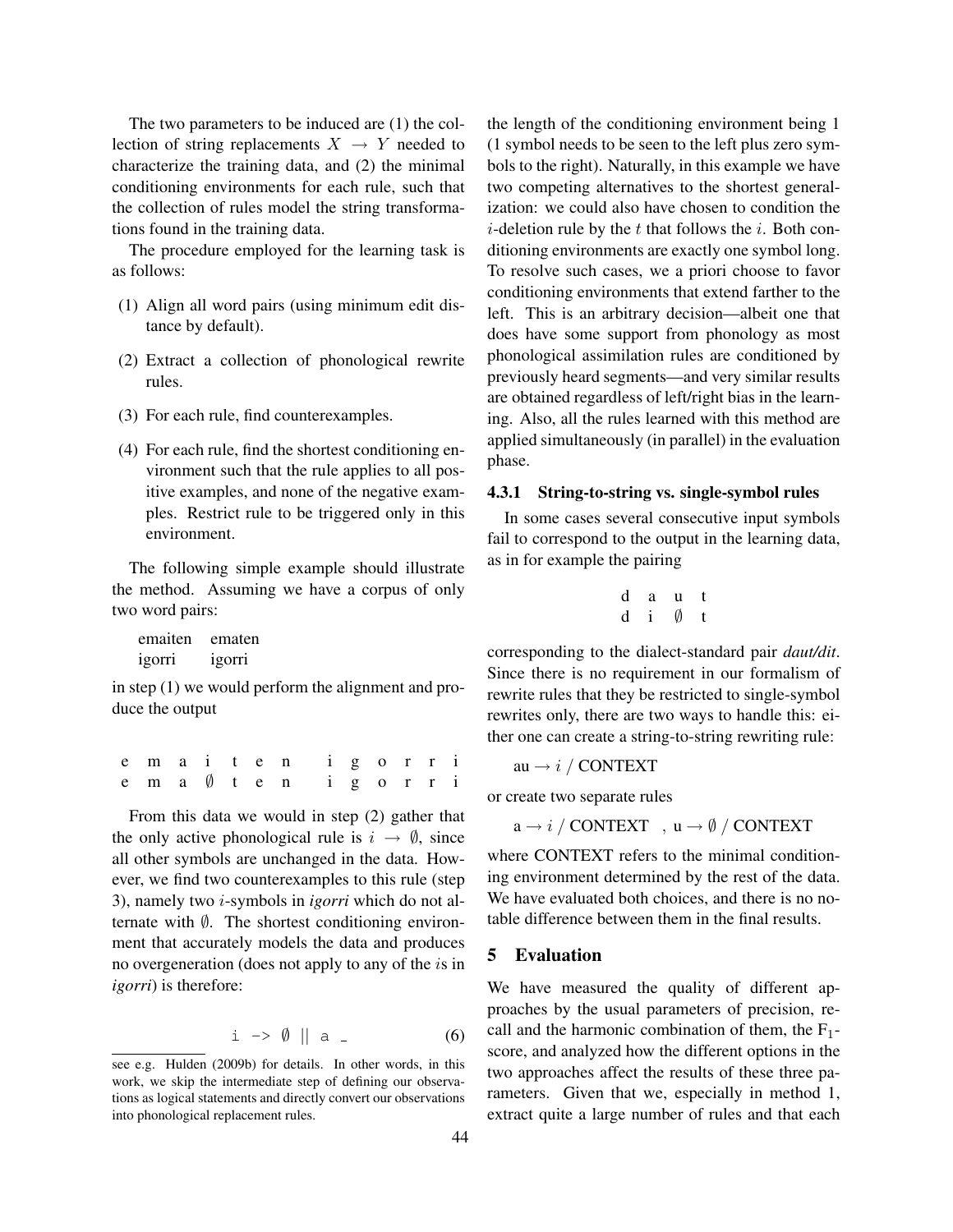The two parameters to be induced are (1) the collection of string replacements $X \rightarrow Y$ needed to characterize the training data, and (2) the minimal conditioning environments for each rule, such that the collection of rules model the string transformations found in the training data.

The procedure employed for the learning task is as follows:

(1) Align all word pairs (using minimum edit distance by default).

(2) Extract a collection of phonological rewrite rules.

(3) For each rule, find counterexamples.

(4) For each rule, find the shortest conditioning environment such that the rule applies to all positive examples, and none of the negative examples. Restrict rule to be triggered only in this environment.

The following simple example should illustrate the method. Assuming we have a corpus of only two word pairs:

emaiten ematen
igorri igorri

in step (1) we would perform the alignment and produce the output

```
e m a i t e n    i g o r r i
e m a ∅ t e n    i g o r r i
```

From this data we would in step (2) gather that the only active phonological rule is $i \rightarrow \emptyset$, since all other symbols are unchanged in the data. However, we find two counterexamples to this rule (step 3), namely two $i$-symbols in *igorri* which do not alternate with $\emptyset$. The shortest conditioning environment that accurately models the data and produces no overgeneration (does not apply to any of the $i$s in *igorri*) is therefore:

$$\texttt{i -> } \emptyset \;||\; \texttt{a \_} \tag{6}$$

see e.g. Hulden (2009b) for details. In other words, in this work, we skip the intermediate step of defining our observations as logical statements and directly convert our observations into phonological replacement rules.

the length of the conditioning environment being 1 (1 symbol needs to be seen to the left plus zero symbols to the right). Naturally, in this example we have two competing alternatives to the shortest generalization: we could also have chosen to condition the $i$-deletion rule by the $t$ that follows the $i$. Both conditioning environments are exactly one symbol long. To resolve such cases, we a priori choose to favor conditioning environments that extend farther to the left. This is an arbitrary decision—albeit one that does have some support from phonology as most phonological assimilation rules are conditioned by previously heard segments—and very similar results are obtained regardless of left/right bias in the learning. Also, all the rules learned with this method are applied simultaneously (in parallel) in the evaluation phase.

### 4.3.1 String-to-string vs. single-symbol rules

In some cases several consecutive input symbols fail to correspond to the output in the learning data, as in for example the pairing

```
d a u t
d i ∅ t
```

corresponding to the dialect-standard pair *daut/dit*. Since there is no requirement in our formalism of rewrite rules that they be restricted to single-symbol rewrites only, there are two ways to handle this: either one can create a string-to-string rewriting rule:

au $\rightarrow i$ / CONTEXT

or create two separate rules

a $\rightarrow i$ / CONTEXT , u $\rightarrow \emptyset$ / CONTEXT

where CONTEXT refers to the minimal conditioning environment determined by the rest of the data. We have evaluated both choices, and there is no notable difference between them in the final results.

## 5 Evaluation

We have measured the quality of different approaches by the usual parameters of precision, recall and the harmonic combination of them, the $F_1$-score, and analyzed how the different options in the two approaches affect the results of these three parameters. Given that we, especially in method 1, extract quite a large number of rules and that each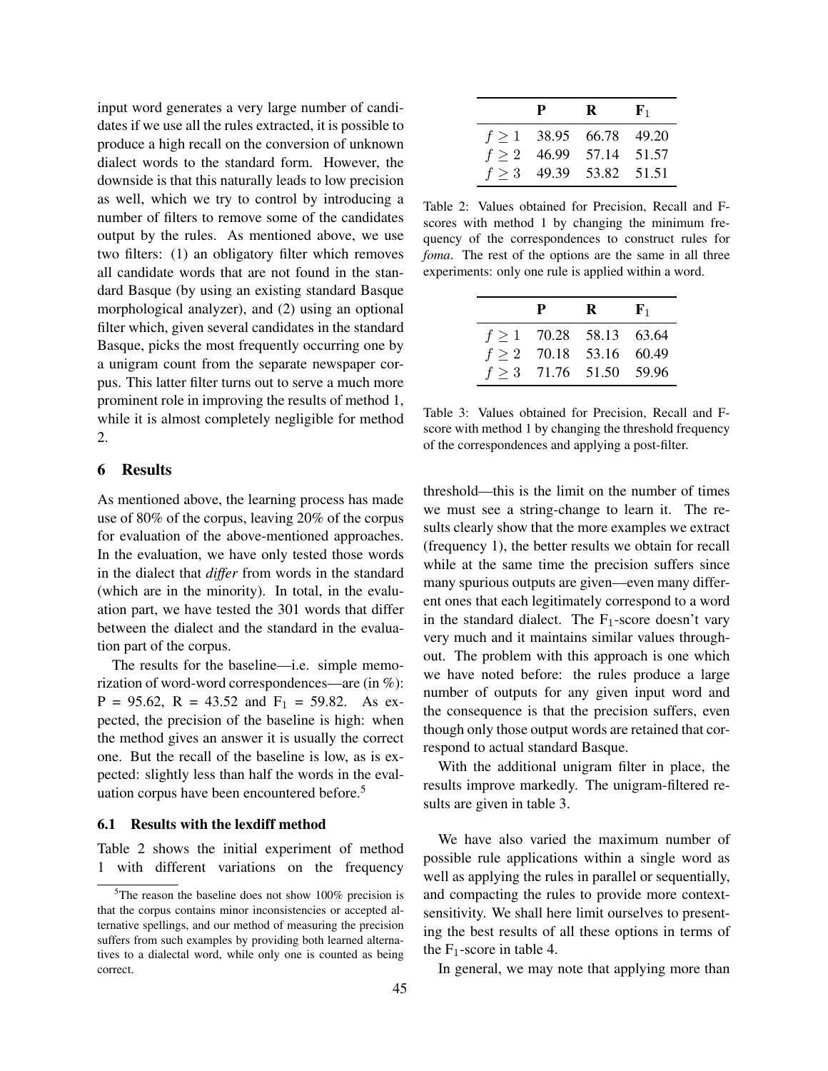input word generates a very large number of candidates if we use all the rules extracted, it is possible to produce a high recall on the conversion of unknown dialect words to the standard form. However, the downside is that this naturally leads to low precision as well, which we try to control by introducing a number of filters to remove some of the candidates output by the rules. As mentioned above, we use two filters: (1) an obligatory filter which removes all candidate words that are not found in the standard Basque (by using an existing standard Basque morphological analyzer), and (2) using an optional filter which, given several candidates in the standard Basque, picks the most frequently occurring one by a unigram count from the separate newspaper corpus. This latter filter turns out to serve a much more prominent role in improving the results of method 1, while it is almost completely negligible for method 2.

## 6 Results

As mentioned above, the learning process has made use of 80% of the corpus, leaving 20% of the corpus for evaluation of the above-mentioned approaches. In the evaluation, we have only tested those words in the dialect that *differ* from words in the standard (which are in the minority). In total, in the evaluation part, we have tested the 301 words that differ between the dialect and the standard in the evaluation part of the corpus.

The results for the baseline—i.e. simple memorization of word-word correspondences—are (in %): P = 95.62, R = 43.52 and $F_1$ = 59.82. As expected, the precision of the baseline is high: when the method gives an answer it is usually the correct one. But the recall of the baseline is low, as is expected: slightly less than half the words in the evaluation corpus have been encountered before.[5]

### 6.1 Results with the lexdiff method

Table 2 shows the initial experiment of method 1 with different variations on the frequency threshold—this is the limit on the number of times we must see a string-change to learn it. The results clearly show that the more examples we extract (frequency 1), the better results we obtain for recall while at the same time the precision suffers since many spurious outputs are given—even many different ones that each legitimately correspond to a word in the standard dialect. The $F_1$-score doesn't vary very much and it maintains similar values throughout. The problem with this approach is one which we have noted before: the rules produce a large number of outputs for any given input word and the consequence is that the precision suffers, even though only those output words are retained that correspond to actual standard Basque.

|  | P | R | $F_1$ |
|---|---|---|---|
| $f \geq 1$ | 38.95 | 66.78 | 49.20 |
| $f \geq 2$ | 46.99 | 57.14 | 51.57 |
| $f \geq 3$ | 49.39 | 53.82 | 51.51 |

Table 2: Values obtained for Precision, Recall and F-scores with method 1 by changing the minimum frequency of the correspondences to construct rules for *foma*. The rest of the options are the same in all three experiments: only one rule is applied within a word.

|  | P | R | $F_1$ |
|---|---|---|---|
| $f \geq 1$ | 70.28 | 58.13 | 63.64 |
| $f \geq 2$ | 70.18 | 53.16 | 60.49 |
| $f \geq 3$ | 71.76 | 51.50 | 59.96 |

Table 3: Values obtained for Precision, Recall and F-score with method 1 by changing the threshold frequency of the correspondences and applying a post-filter.

With the additional unigram filter in place, the results improve markedly. The unigram-filtered results are given in table 3.

We have also varied the maximum number of possible rule applications within a single word as well as applying the rules in parallel or sequentially, and compacting the rules to provide more context-sensitivity. We shall here limit ourselves to presenting the best results of all these options in terms of the $F_1$-score in table 4.

In general, we may note that applying more than

[5] The reason the baseline does not show 100% precision is that the corpus contains minor inconsistencies or accepted alternative spellings, and our method of measuring the precision suffers from such examples by providing both learned alternatives to a dialectal word, while only one is counted as being correct.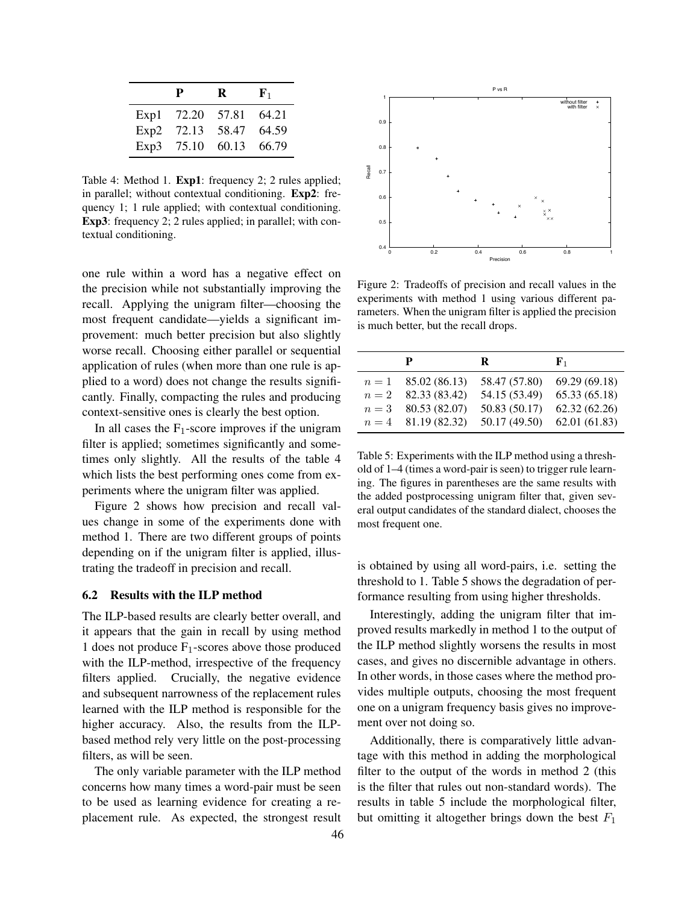|  | **P** | **R** | **F$_1$** |
|---|---|---|---|
| Exp1 | 72.20 | 57.81 | 64.21 |
| Exp2 | 72.13 | 58.47 | 64.59 |
| Exp3 | 75.10 | 60.13 | 66.79 |

Table 4: Method 1. **Exp1**: frequency 2; 2 rules applied; in parallel; without contextual conditioning. **Exp2**: frequency 1; 1 rule applied; with contextual conditioning. **Exp3**: frequency 2; 2 rules applied; in parallel; with contextual conditioning.

one rule within a word has a negative effect on the precision while not substantially improving the recall. Applying the unigram filter—choosing the most frequent candidate—yields a significant improvement: much better precision but also slightly worse recall. Choosing either parallel or sequential application of rules (when more than one rule is applied to a word) does not change the results significantly. Finally, compacting the rules and producing context-sensitive ones is clearly the best option.

In all cases the F$_1$-score improves if the unigram filter is applied; sometimes significantly and sometimes only slightly. All the results of the table 4 which lists the best performing ones come from experiments where the unigram filter was applied.

Figure 2 shows how precision and recall values change in some of the experiments done with method 1. There are two different groups of points depending on if the unigram filter is applied, illustrating the tradeoff in precision and recall.

### 6.2 Results with the ILP method

The ILP-based results are clearly better overall, and it appears that the gain in recall by using method 1 does not produce F$_1$-scores above those produced with the ILP-method, irrespective of the frequency filters applied. Crucially, the negative evidence and subsequent narrowness of the replacement rules learned with the ILP method is responsible for the higher accuracy. Also, the results from the ILP-based method rely very little on the post-processing filters, as will be seen.

The only variable parameter with the ILP method concerns how many times a word-pair must be seen to be used as learning evidence for creating a replacement rule. As expected, the strongest result

Figure 2: Tradeoffs of precision and recall values in the experiments with method 1 using various different parameters. When the unigram filter is applied the precision is much better, but the recall drops.

|  | **P** | **R** | **F$_1$** |
|---|---|---|---|
| $n = 1$ | 85.02 (86.13) | 58.47 (57.80) | 69.29 (69.18) |
| $n = 2$ | 82.33 (83.42) | 54.15 (53.49) | 65.33 (65.18) |
| $n = 3$ | 80.53 (82.07) | 50.83 (50.17) | 62.32 (62.26) |
| $n = 4$ | 81.19 (82.32) | 50.17 (49.50) | 62.01 (61.83) |

Table 5: Experiments with the ILP method using a threshold of 1–4 (times a word-pair is seen) to trigger rule learning. The figures in parentheses are the same results with the added postprocessing unigram filter that, given several output candidates of the standard dialect, chooses the most frequent one.

is obtained by using all word-pairs, i.e. setting the threshold to 1. Table 5 shows the degradation of performance resulting from using higher thresholds.

Interestingly, adding the unigram filter that improved results markedly in method 1 to the output of the ILP method slightly worsens the results in most cases, and gives no discernible advantage in others. In other words, in those cases where the method provides multiple outputs, choosing the most frequent one on a unigram frequency basis gives no improvement over not doing so.

Additionally, there is comparatively little advantage with this method in adding the morphological filter to the output of the words in method 2 (this is the filter that rules out non-standard words). The results in table 5 include the morphological filter, but omitting it altogether brings down the best $F_1$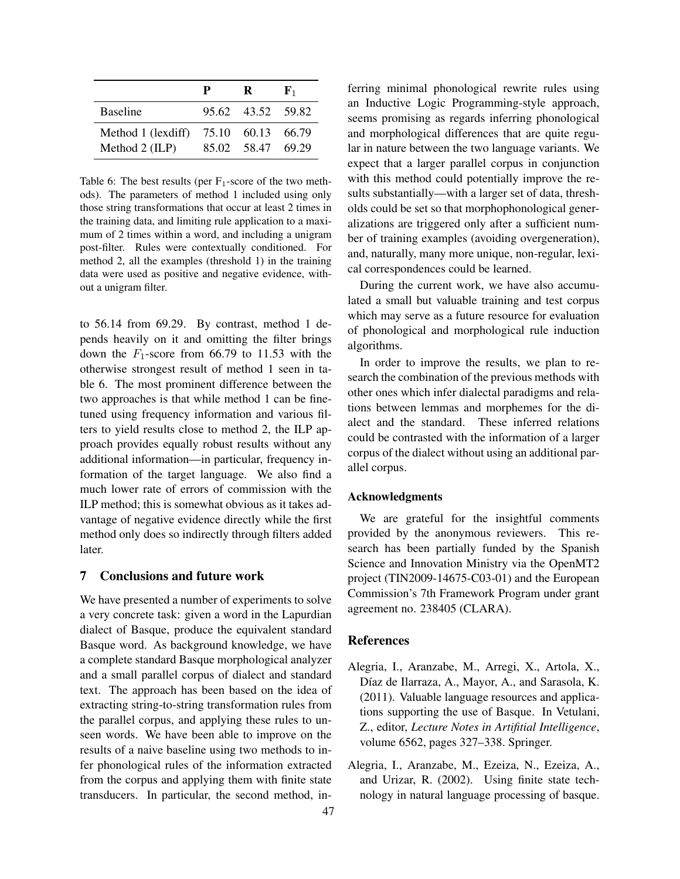| | P | R | $F_1$ |
|---|---|---|---|
| Baseline | 95.62 | 43.52 | 59.82 |
| Method 1 (lexdiff) | 75.10 | 60.13 | 66.79 |
| Method 2 (ILP) | 85.02 | 58.47 | 69.29 |

Table 6: The best results (per $F_1$-score of the two methods). The parameters of method 1 included using only those string transformations that occur at least 2 times in the training data, and limiting rule application to a maximum of 2 times within a word, and including a unigram post-filter. Rules were contextually conditioned. For method 2, all the examples (threshold 1) in the training data were used as positive and negative evidence, without a unigram filter.

to 56.14 from 69.29. By contrast, method 1 depends heavily on it and omitting the filter brings down the $F_1$-score from 66.79 to 11.53 with the otherwise strongest result of method 1 seen in table 6. The most prominent difference between the two approaches is that while method 1 can be finetuned using frequency information and various filters to yield results close to method 2, the ILP approach provides equally robust results without any additional information—in particular, frequency information of the target language. We also find a much lower rate of errors of commission with the ILP method; this is somewhat obvious as it takes advantage of negative evidence directly while the first method only does so indirectly through filters added later.

## 7 Conclusions and future work

We have presented a number of experiments to solve a very concrete task: given a word in the Lapurdian dialect of Basque, produce the equivalent standard Basque word. As background knowledge, we have a complete standard Basque morphological analyzer and a small parallel corpus of dialect and standard text. The approach has been based on the idea of extracting string-to-string transformation rules from the parallel corpus, and applying these rules to unseen words. We have been able to improve on the results of a naive baseline using two methods to infer phonological rules of the information extracted from the corpus and applying them with finite state transducers. In particular, the second method, inferring minimal phonological rewrite rules using an Inductive Logic Programming-style approach, seems promising as regards inferring phonological and morphological differences that are quite regular in nature between the two language variants. We expect that a larger parallel corpus in conjunction with this method could potentially improve the results substantially—with a larger set of data, thresholds could be set so that morphophonological generalizations are triggered only after a sufficient number of training examples (avoiding overgeneration), and, naturally, many more unique, non-regular, lexical correspondences could be learned.

During the current work, we have also accumulated a small but valuable training and test corpus which may serve as a future resource for evaluation of phonological and morphological rule induction algorithms.

In order to improve the results, we plan to research the combination of the previous methods with other ones which infer dialectal paradigms and relations between lemmas and morphemes for the dialect and the standard. These inferred relations could be contrasted with the information of a larger corpus of the dialect without using an additional parallel corpus.

### Acknowledgments

We are grateful for the insightful comments provided by the anonymous reviewers. This research has been partially funded by the Spanish Science and Innovation Ministry via the OpenMT2 project (TIN2009-14675-C03-01) and the European Commission's 7th Framework Program under grant agreement no. 238405 (CLARA).

## References

Alegria, I., Aranzabe, M., Arregi, X., Artola, X., Díaz de Ilarraza, A., Mayor, A., and Sarasola, K. (2011). Valuable language resources and applications supporting the use of Basque. In Vetulani, Z., editor, *Lecture Notes in Artifitial Intelligence*, volume 6562, pages 327–338. Springer.

Alegria, I., Aranzabe, M., Ezeiza, N., Ezeiza, A., and Urizar, R. (2002). Using finite state technology in natural language processing of basque.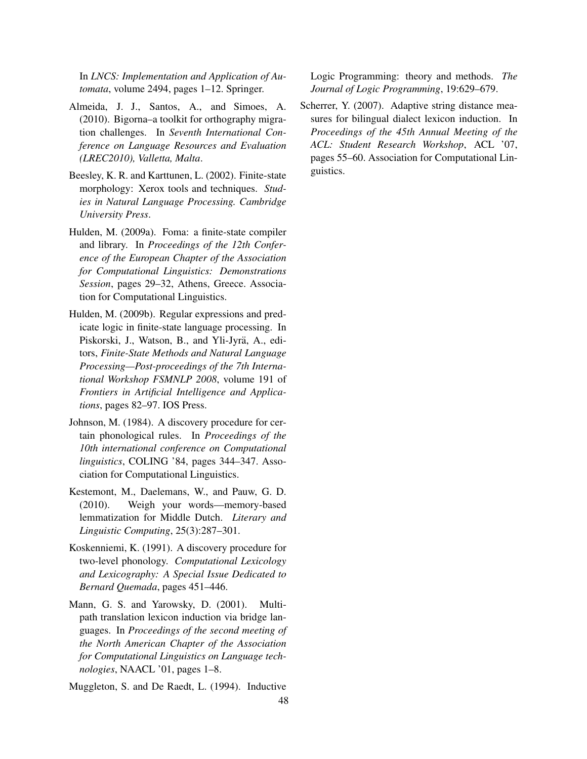In *LNCS: Implementation and Application of Automata*, volume 2494, pages 1–12. Springer.

Almeida, J. J., Santos, A., and Simoes, A. (2010). Bigorna–a toolkit for orthography migration challenges. In *Seventh International Conference on Language Resources and Evaluation (LREC2010), Valletta, Malta*.

Beesley, K. R. and Karttunen, L. (2002). Finite-state morphology: Xerox tools and techniques. *Studies in Natural Language Processing. Cambridge University Press*.

Hulden, M. (2009a). Foma: a finite-state compiler and library. In *Proceedings of the 12th Conference of the European Chapter of the Association for Computational Linguistics: Demonstrations Session*, pages 29–32, Athens, Greece. Association for Computational Linguistics.

Hulden, M. (2009b). Regular expressions and predicate logic in finite-state language processing. In Piskorski, J., Watson, B., and Yli-Jyrä, A., editors, *Finite-State Methods and Natural Language Processing—Post-proceedings of the 7th International Workshop FSMNLP 2008*, volume 191 of *Frontiers in Artificial Intelligence and Applications*, pages 82–97. IOS Press.

Johnson, M. (1984). A discovery procedure for certain phonological rules. In *Proceedings of the 10th international conference on Computational linguistics*, COLING '84, pages 344–347. Association for Computational Linguistics.

Kestemont, M., Daelemans, W., and Pauw, G. D. (2010). Weigh your words—memory-based lemmatization for Middle Dutch. *Literary and Linguistic Computing*, 25(3):287–301.

Koskenniemi, K. (1991). A discovery procedure for two-level phonology. *Computational Lexicology and Lexicography: A Special Issue Dedicated to Bernard Quemada*, pages 451–446.

Mann, G. S. and Yarowsky, D. (2001). Multipath translation lexicon induction via bridge languages. In *Proceedings of the second meeting of the North American Chapter of the Association for Computational Linguistics on Language technologies*, NAACL '01, pages 1–8.

Muggleton, S. and De Raedt, L. (1994). Inductive Logic Programming: theory and methods. *The Journal of Logic Programming*, 19:629–679.

Scherrer, Y. (2007). Adaptive string distance measures for bilingual dialect lexicon induction. In *Proceedings of the 45th Annual Meeting of the ACL: Student Research Workshop*, ACL '07, pages 55–60. Association for Computational Linguistics.